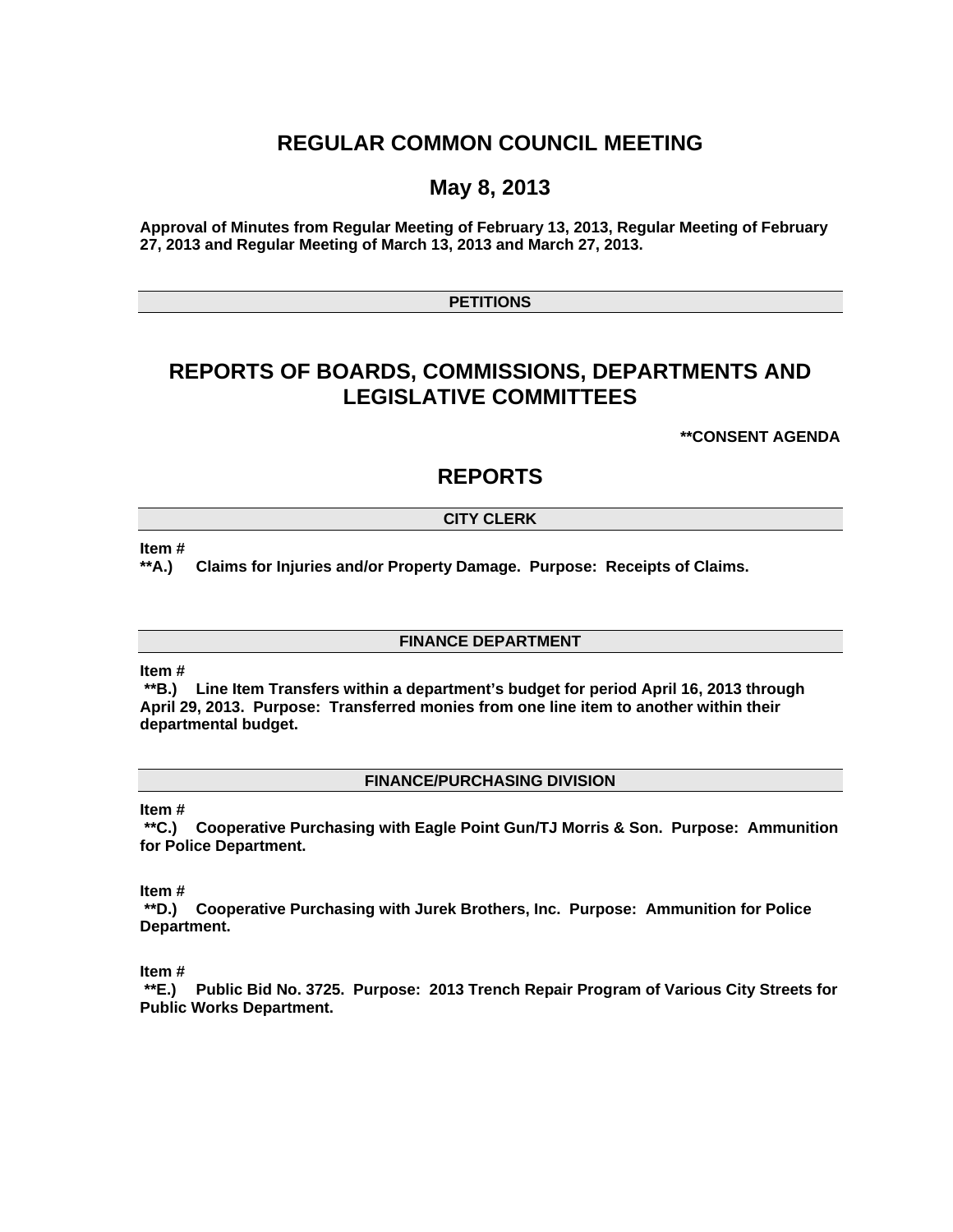# REGULAR COMMON COUNCIL MEETING

## May 8, 2013

**Approval of Minutes from Regular Meeting of February 13, 2013, Regular Meeting of February 27, 2013 and Regular Meeting of March 13, 2013 and March 27, 2013.**

### PETITIONS

## REPORTS OF BOARDS, COMMISSIONS, DEPARTMENTS AND LEGISLATIVE COMMITTEES

**\*\*CONSENT AGENDA**

## REPORTS

### CITY CLERK

**Item #**
**\*\*A.) Claims for Injuries and/or Property Damage. Purpose: Receipts of Claims.**

### FINANCE DEPARTMENT

**Item #**
**\*\*B.) Line Item Transfers within a department's budget for period April 16, 2013 through April 29, 2013. Purpose: Transferred monies from one line item to another within their departmental budget.**

### FINANCE/PURCHASING DIVISION

**Item #**
**\*\*C.) Cooperative Purchasing with Eagle Point Gun/TJ Morris & Son. Purpose: Ammunition for Police Department.**

**Item #**
**\*\*D.) Cooperative Purchasing with Jurek Brothers, Inc. Purpose: Ammunition for Police Department.**

**Item #**
**\*\*E.) Public Bid No. 3725. Purpose: 2013 Trench Repair Program of Various City Streets for Public Works Department.**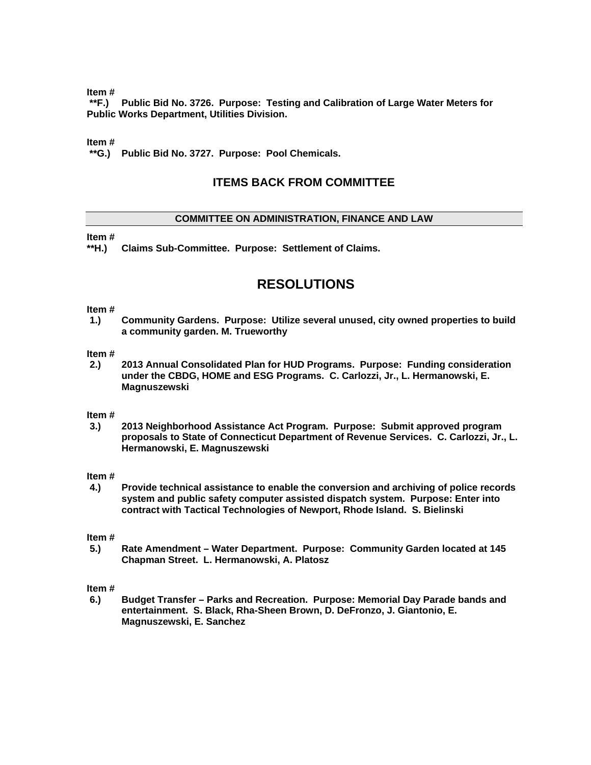**Item #**
**\*\*F.) Public Bid No. 3726. Purpose: Testing and Calibration of Large Water Meters for Public Works Department, Utilities Division.**

**Item #**
**\*\*G.) Public Bid No. 3727. Purpose: Pool Chemicals.**

## ITEMS BACK FROM COMMITTEE

### COMMITTEE ON ADMINISTRATION, FINANCE AND LAW

**Item #**
**\*\*H.) Claims Sub-Committee. Purpose: Settlement of Claims.**

## RESOLUTIONS

**Item #**
**1.) Community Gardens. Purpose: Utilize several unused, city owned properties to build a community garden. M. Trueworthy**

**Item #**
**2.) 2013 Annual Consolidated Plan for HUD Programs. Purpose: Funding consideration under the CBDG, HOME and ESG Programs. C. Carlozzi, Jr., L. Hermanowski, E. Magnuszewski**

**Item #**
**3.) 2013 Neighborhood Assistance Act Program. Purpose: Submit approved program proposals to State of Connecticut Department of Revenue Services. C. Carlozzi, Jr., L. Hermanowski, E. Magnuszewski**

**Item #**
**4.) Provide technical assistance to enable the conversion and archiving of police records system and public safety computer assisted dispatch system. Purpose: Enter into contract with Tactical Technologies of Newport, Rhode Island. S. Bielinski**

**Item #**
**5.) Rate Amendment – Water Department. Purpose: Community Garden located at 145 Chapman Street. L. Hermanowski, A. Platosz**

**Item #**
**6.) Budget Transfer – Parks and Recreation. Purpose: Memorial Day Parade bands and entertainment. S. Black, Rha-Sheen Brown, D. DeFronzo, J. Giantonio, E. Magnuszewski, E. Sanchez**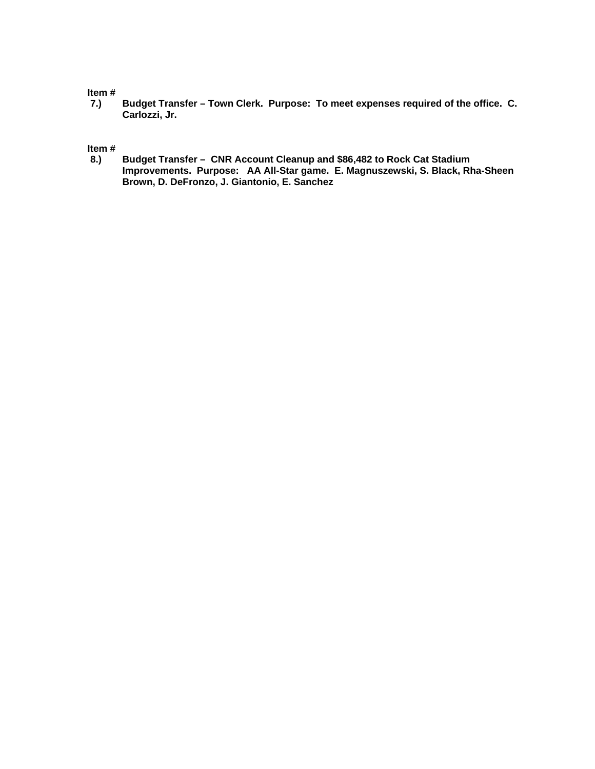**Item #**

**7.)** **Budget Transfer – Town Clerk. Purpose: To meet expenses required of the office. C. Carlozzi, Jr.**

**Item #**

**8.)** **Budget Transfer – CNR Account Cleanup and $86,482 to Rock Cat Stadium Improvements. Purpose: AA All-Star game. E. Magnuszewski, S. Black, Rha-Sheen Brown, D. DeFronzo, J. Giantonio, E. Sanchez**